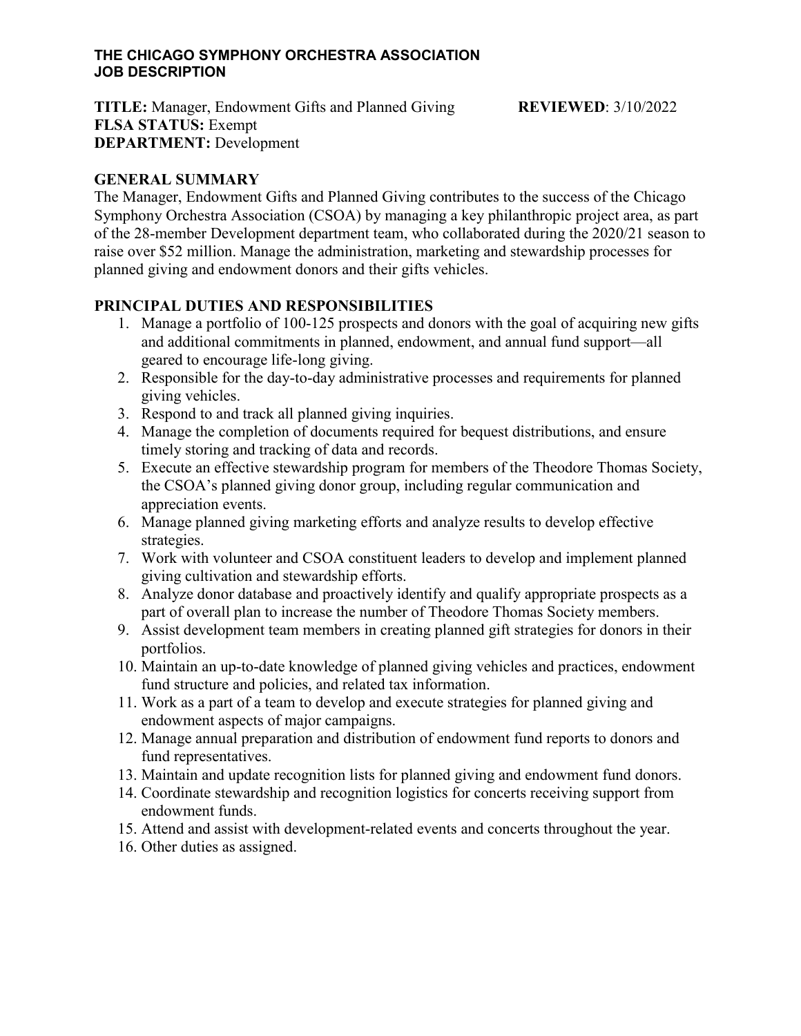**THE CHICAGO SYMPHONY ORCHESTRA ASSOCIATION**
**JOB DESCRIPTION**

**TITLE:** Manager, Endowment Gifts and Planned Giving **REVIEWED**: 3/10/2022
**FLSA STATUS:** Exempt
**DEPARTMENT:** Development

## GENERAL SUMMARY

The Manager, Endowment Gifts and Planned Giving contributes to the success of the Chicago Symphony Orchestra Association (CSOA) by managing a key philanthropic project area, as part of the 28-member Development department team, who collaborated during the 2020/21 season to raise over $52 million. Manage the administration, marketing and stewardship processes for planned giving and endowment donors and their gifts vehicles.

## PRINCIPAL DUTIES AND RESPONSIBILITIES

1. Manage a portfolio of 100-125 prospects and donors with the goal of acquiring new gifts and additional commitments in planned, endowment, and annual fund support—all geared to encourage life-long giving.
2. Responsible for the day-to-day administrative processes and requirements for planned giving vehicles.
3. Respond to and track all planned giving inquiries.
4. Manage the completion of documents required for bequest distributions, and ensure timely storing and tracking of data and records.
5. Execute an effective stewardship program for members of the Theodore Thomas Society, the CSOA's planned giving donor group, including regular communication and appreciation events.
6. Manage planned giving marketing efforts and analyze results to develop effective strategies.
7. Work with volunteer and CSOA constituent leaders to develop and implement planned giving cultivation and stewardship efforts.
8. Analyze donor database and proactively identify and qualify appropriate prospects as a part of overall plan to increase the number of Theodore Thomas Society members.
9. Assist development team members in creating planned gift strategies for donors in their portfolios.
10. Maintain an up-to-date knowledge of planned giving vehicles and practices, endowment fund structure and policies, and related tax information.
11. Work as a part of a team to develop and execute strategies for planned giving and endowment aspects of major campaigns.
12. Manage annual preparation and distribution of endowment fund reports to donors and fund representatives.
13. Maintain and update recognition lists for planned giving and endowment fund donors.
14. Coordinate stewardship and recognition logistics for concerts receiving support from endowment funds.
15. Attend and assist with development-related events and concerts throughout the year.
16. Other duties as assigned.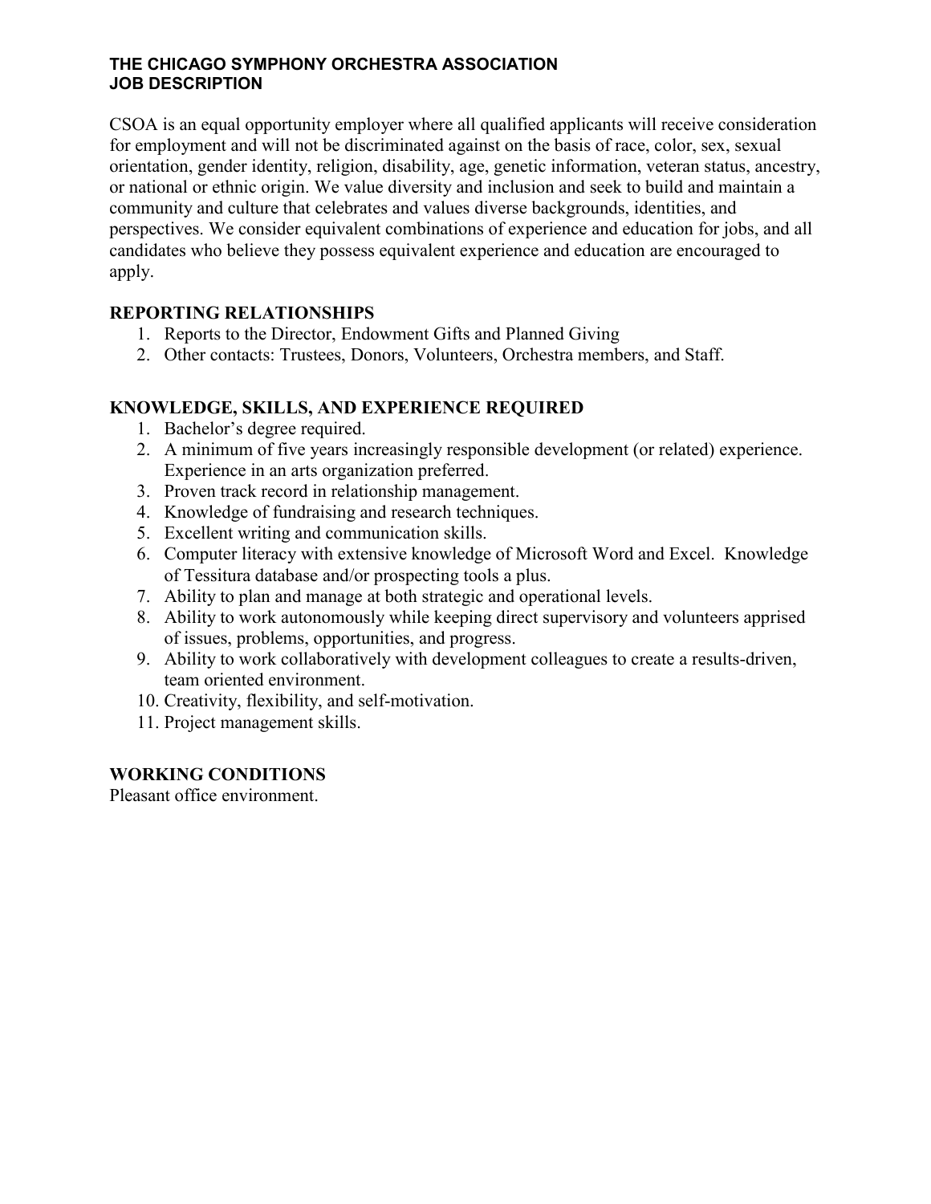**THE CHICAGO SYMPHONY ORCHESTRA ASSOCIATION**
**JOB DESCRIPTION**

CSOA is an equal opportunity employer where all qualified applicants will receive consideration for employment and will not be discriminated against on the basis of race, color, sex, sexual orientation, gender identity, religion, disability, age, genetic information, veteran status, ancestry, or national or ethnic origin. We value diversity and inclusion and seek to build and maintain a community and culture that celebrates and values diverse backgrounds, identities, and perspectives. We consider equivalent combinations of experience and education for jobs, and all candidates who believe they possess equivalent experience and education are encouraged to apply.

## REPORTING RELATIONSHIPS

1. Reports to the Director, Endowment Gifts and Planned Giving
2. Other contacts: Trustees, Donors, Volunteers, Orchestra members, and Staff.

## KNOWLEDGE, SKILLS, AND EXPERIENCE REQUIRED

1. Bachelor's degree required.
2. A minimum of five years increasingly responsible development (or related) experience. Experience in an arts organization preferred.
3. Proven track record in relationship management.
4. Knowledge of fundraising and research techniques.
5. Excellent writing and communication skills.
6. Computer literacy with extensive knowledge of Microsoft Word and Excel. Knowledge of Tessitura database and/or prospecting tools a plus.
7. Ability to plan and manage at both strategic and operational levels.
8. Ability to work autonomously while keeping direct supervisory and volunteers apprised of issues, problems, opportunities, and progress.
9. Ability to work collaboratively with development colleagues to create a results-driven, team oriented environment.
10. Creativity, flexibility, and self-motivation.
11. Project management skills.

## WORKING CONDITIONS

Pleasant office environment.